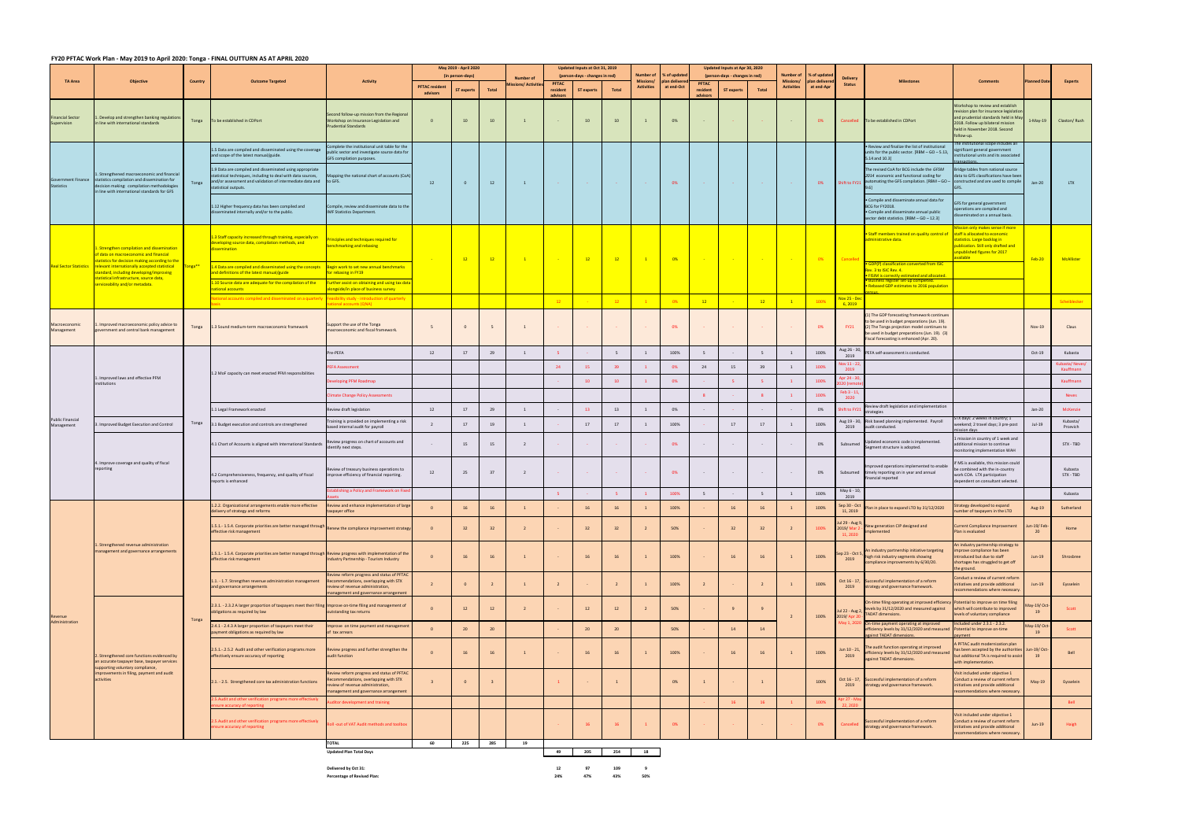## FY20 PFTAC Work Plan - May 2019 to April 2020: Tonga - FINAL OUTTURN AS AT APRIL 2020

| TA Area | Objective | Country | Outcome Targeted | Activity | May 2019 - April 2020 (in person-days) PFTAC resident advisors | ST experts | Total | Number of Missions/ Activities | Updated Inputs at Oct 31, 2019 (person-days - changes in red) PFTAC resident advisors | ST experts | Total | Number of Missions/ Activities | % of updated plan delivered at end-Oct | Updated Inputs at Apr 30, 2020 (person-days - changes in red) PFTAC resident advisors | ST experts | Total | Number of Missions/ Activities | % of updated plan delivered at end-Apr | Delivery Status | Milestones | Comments | Planned Date | Experts |
|---|---|---|---|---|---|---|---|---|---|---|---|---|---|---|---|---|---|---|---|---|---|---|---|
| Financial Sector Supervision | 1. Develop and strengthen banking regulations in line with international standards | Tonga | To be established in CDPort | Second follow-up mission from the Regional Workshop on Insurance Legislation and Prudential Standards | 0 | 10 | 10 | 1 | - | 10 | 10 | 1 | 0% | - | - | - | - | 0% | Cancelled | To be established in CDPort | Workshop to review and establish revision plan for insurance legislation and prudential standards held in May 2018. Follow up bilateral mission held in November 2018. Second follow-up. | 1-May-19 | Claxton/ Rush |
| Government Finance Statistics | 1. Strengthened macroeconomic and financial statistics compilation and dissemination for decision making: compilation methodologies in line with international standards for GFS | Tonga | 1.5 Data are compiled and disseminated using the coverage and scope of the latest manual/guide.<br>1.9 Data are compiled and disseminated using appropriate statistical techniques, including to deal with data sources, and/or assessment and validation of intermediate data and statistical outputs.<br>1.12 Higher frequency data has been compiled and disseminated internally and/or to the public. | Complete the institutional unit table for the public sector and investigate source data for GFS compilation purposes.<br>Mapping the national chart of accounts (CoA) to GFS.<br>Compile, review and disseminate data to the IMF Statistics Department. | 12 | 0 | 12 | 1 | - | - | - | - | 0% | - | - | - | - | 0% | Shift to FY21 | • Review and finalize the list of institutional units for the public sector. [RBM – GO – 5.13, 5.14 and 10.3]<br>The revised CoA for BCG include the *GFSM 2014* economic and functional coding for automating the GFS compilation. [RBM – GO – 9.6]<br>• Compile and disseminate annual data for BCG for FY2018.<br>• Compile and disseminate annual public sector debt statistics. [RBM – GO – 12.3] | The institutional scope includes all significant general government institutional units and its associated transactions.<br>Bridge tables from national source data to GFS classifications have been constructed and are used to compile GFS.<br>GFS for general government operations are compiled and disseminated on a annual basis. | Jan-20 | LTX |
| Real Sector Statistics | 1. Strengthen compilation and dissemination of data on macroeconomic and financial statistics for decision making according to the relevant internationally accepted statistical standard, including developing/improving statistical infrastructure, source data, serviceability and/or metadata. | Tonga** | 1.3 Staff capacity increased through training, especially on developing source data, compilation methods, and dissemination<br>1.4 Data are compiled and disseminated using the concepts and definitions of the latest manual/guide<br>1.10 Source data are adequate for the compilation of the national accounts | Principles and techniques required for benchmarking and rebasing<br>Begin work to set new annual benchmarks for rebasing in FY19<br>Further assist on obtaining and using tax data alongside/in place of business survey | - | 12 | 12 | 1 | - | 12 | 12 | 1 | 0% | - | - | - | - | 0% | Cancelled | • Staff members trained on quality control of administrative data.<br>• GDP(P) classification converted from ISIC Rev. 3 to ISIC Rev. 4.<br>• FISIM is correctly estimated and allocated.<br>• Business register set-up completed.<br>• Rebased GDP estimates to 2016 population census. | Mission only makes sense if more staff is allocated to economic statistics. Large backlog in publication. Still only drafted and unpublished figures for 2017 available | Feb-20 | McAllister |
| | | | National accounts compiled and disseminated on a quarterly basis | Feasibility study - introduction of quarterly national accounts (QNA) | | | | | 12 | - | 12 | 1 | 0% | 12 | - | 12 | 1 | 100% | Nov 25 - Dec 6, 2019 | | | | Scheiblecker |
| Macroeconomic Management | 1. Improved macroeconomic policy advice to government and central bank management | Tonga | 1.3 Sound medium-term macroeconomic framework | Support the use of the Tonga macroeconomic and fiscal framework. | 5 | 0 | 5 | 1 | - | - | - | - | 0% | - | - | - | - | 0% | FY21 | (1) The GDP forecasting framework continues to be used in budget preparations (Jun. 19). (2) The Tonga projection model continues to be used in budget preparations (Jun. 19). (3) Fiscal forecasting is enhanced (Apr. 20). | | Nov-19 | Claus |
| Public Financial Management | 1. Improved laws and effective PFM institutions | Tonga | 1.2 MoF capacity can meet enacted PFM responsibilities | Pre-PEFA | 12 | 17 | 29 | 1 | 5 | - | 5 | 1 | 100% | 5 | - | 5 | 1 | 100% | Aug 26 - 30, 2019 | PEFA self-assessment is conducted. | | Oct-19 | Kubasta |
| | | | | PEFA Assessment | | | | | 24 | 15 | 39 | 1 | 0% | 24 | 15 | 39 | 1 | 100% | Nov 11 - 22, 2019 | | | | Kubasta/ Neves/ Kauffmann |
| | | | | Developing PFM Roadmap | | | | | - | 10 | 10 | 1 | 0% | - | 5 | 5 | 1 | 100% | Apr 24 - 30, 2020 (remote) | | | | Kauffmann |
| | | | | Climate Change Policy Assessments | | | | | | | | | | 8 | - | 8 | 1 | 100% | Feb 3 - 11, 2020 | | | | Neves |
| | | | 1.1 Legal Framework enacted | Review draft legislation | 12 | 17 | 29 | 1 | - | 13 | 13 | 1 | 0% | - | - | - | - | 0% | Shift to FY21 | Review draft legislation and implementation strategies | | Jan-20 | McKenzie |
| | 3. Improved Budget Execution and Control | | 3.1 Budget execution and controls are strengthened | Training is provided on implementing a risk based internal audit for payroll | 2 | 17 | 19 | 1 | - | 17 | 17 | 1 | 100% | - | 17 | 17 | 1 | 100% | Aug 19 - 30, 2019 | Risk based planning implemented. Payroll audit conducted. | STX days: 2 weeks in country; 1 weekend; 2 travel days; 3 pre-post mission days | Jul-19 | Kubasta/ Prevvick |
| | 4. Improve coverage and quality of fiscal reporting | | 4.1 Chart of Accounts is aligned with International Standards | Review progress on chart of accounts and identify next steps. | - | 15 | 15 | 2 | - | - | - | - | 0% | - | - | - | - | 0% | Subsumed | Updated economic code is implemented. Segment structure is adopted. | 1 mission in country of 1 week and additional mission to continue monitoring implementation WAH | | STX - TBD |
| | | | 4.2 Comprehensiveness, frequency, and quality of fiscal reports is enhanced | Review of treasury business operations to improve efficiency of financial reporting. | 12 | 25 | 37 | 2 | - | - | - | - | 0% | - | - | - | - | 0% | Subsumed | Improved operations implemented to enable timely reporting on in year and annual financial reported | If MS is available, this mission could be combined with the in-country work COA. LTX participation dependent on consultant selected. | | Kubasta STX - TBD |
| | | | | Establishing a Policy and Framework on Fixed Assets | | | | | 5 | - | 5 | 1 | 100% | 5 | - | 5 | 1 | 100% | May 6 - 10, 2019 | | | | Kubasta |
| Revenue Administration | 1. Strengthened revenue administration management and governance arrangements | Tonga | 1.2.2. Organizational arrangements enable more effective delivery of strategy and reforms | Review and enhance implementation of large taxpayer office | 0 | 16 | 16 | 1 | - | 16 | 16 | 1 | 100% | - | 16 | 16 | 1 | 100% | Sep 30 - Oct 11, 2019 | Plan in place to expand LTO by 31/12/2020 | Strategy developed to expand number of taxpayers in the LTO | Aug-19 | Sutherland |
| | | | 1.5.1.- 1.5.4. Corporate priorities are better managed through effective risk management | Renew the compliance improvement strategy | 0 | 32 | 32 | 2 | - | 32 | 32 | 2 | 50% | - | 32 | 32 | 2 | 100% | Jul 29 - Aug 9, 2019/ Mar 2 - 11, 2020 | New generation CIP designed and implemented | Current Compliance Improvement Plan is evaluated | Jun-19/ Feb-20 | Home |
| | | | 1.5.1.- 1.5.4. Corporate priorities are better managed through effective risk management | Review progress with implementation of the Industry Partnership - Tourism Industry | 0 | 16 | 16 | 1 | - | 16 | 16 | 1 | 100% | - | 16 | 16 | 1 | 100% | Sep 23 - Oct 5, 2019 | An industry partnership initiative targeting high risk industry segments showing compliance improvements by 6/30/20. | An industry partnership strategy to improve compliance has been introduced but due to staff shortages has struggled to get off the ground. | Jun-19 | Shrosbree |
| | | | 1.1. - 1.7. Strengthen revenue administration management and governance arrangements | Review reform progress and status of PFTAC Recommendations, overlapping with STX review of revenue administration, management and governance arrangement | 2 | 0 | 2 | 1 | 2 | - | 2 | 1 | 100% | 2 | - | 2 | 1 | 100% | Oct 16 - 17, 2019 | Successful implementation of a reform strategy and governance framework. | Conduct a review of current reform initiatives and provide additional recommendations where necessary. | Jun-19 | Eysselein |
| | 2. Strengthened core functions evidenced by an accurate taxpayer base, taxpayer services supporting voluntary compliance, improvements in filing, payment and audit activities | | 2.3.1. - 2.3.2 A larger proportion of taxpayers meet their filing obligations as required by law | Improve on-time filing and management of outstanding tax returns | 0 | 12 | 12 | 2 | - | 12 | 12 | 2 | 50% | - | 9 | 9 | 2 | 100% | Jul 22 - Aug 2, 2019/ Apr 20 - May 1, 2020 | On-time filing operating at improved efficiency levels by 31/12/2020 and measured against TADAT dimensions. | Potential to improve on-time filing which will contribute to improved levels of voluntary compliance | May-19/ Oct-19 | Scott |
| | | | 2.4.1 - 2.4.3 A larger proportion of taxpayers meet their payment obligations as required by law | Improve on time payment and management of tax arrears | 0 | 20 | 20 | | - | 20 | 20 | | 50% | - | 14 | 14 | | | | On-time payment operating at improved efficiency levels by 31/12/2020 and measured against TADAT dimensions. | Included under 2.3.1 - 2.3.2. Potential to improve on-time payment | May-19/ Oct-19 | Scott |
| | | | 2.5.1.-2.5.2 Audit and other verification programs more effectively ensure accuracy of reporting | Review progress and further strengthen the audit function | 0 | 16 | 16 | 1 | - | 16 | 16 | 1 | 100% | - | 16 | 16 | 1 | 100% | Jun 10 - 21, 2019 | The audit function operating at improved efficiency levels by 31/12/2020 and measured against TADAT dimensions. | A PFTAC audit modernization plan has been accepted by the authorities but additional TA is required to assist with implementation. | Jun-19/ Oct-19 | Bell |
| | | | 2.1. - 2.5. Strengthened core tax administration functions | Review reform progress and status of PFTAC Recommendations, overlapping with STX review of revenue administration, management and governance arrangement | 3 | 0 | 3 | | 1 | - | 1 | | 0% | 1 | - | 1 | | 100% | Oct 16 - 17, 2019 | Successful implementation of a reform strategy and governance framework. | Visit included under objective 1 Conduct a review of current reform initiatives and provide additional recommendations where necessary. | May-19 | Eysselein |
| | | | 2.5 Audit and other verification programs more effectively ensure accuracy of reporting | Auditor development and training | | | | | | | | | | - | 16 | 16 | 1 | 100% | Apr 27 - May 22, 2020 | | | | Bell |
| | | | 2.5 Audit and other verification programs more effectively ensure accuracy of reporting | Roll-out of VAT Audit methods and toolbox | | | | | - | 16 | 16 | 1 | 0% | - | - | - | - | 0% | Cancelled | Successful implementation of a reform strategy and governance framework. | Visit included under objective 1 Conduct a review of current reform initiatives and provide additional recommendations where necessary. | Jun-19 | Haigh |
| | | | | **TOTAL** | 60 | 225 | 285 | 19 | | | | | | | | | | | | | | | |
| | | | | **Updated Plan Total Days** | | | | | 49 | 205 | 254 | 18 | | | | | | | | | | | |
| | | | | **Delivered by Oct 31:** | | | | | 12 | 97 | 109 | 9 | | | | | | | | | | | |
| | | | | **Percentage of Revised Plan:** | | | | | 24% | 47% | 43% | 50% | | | | | | | | | | | |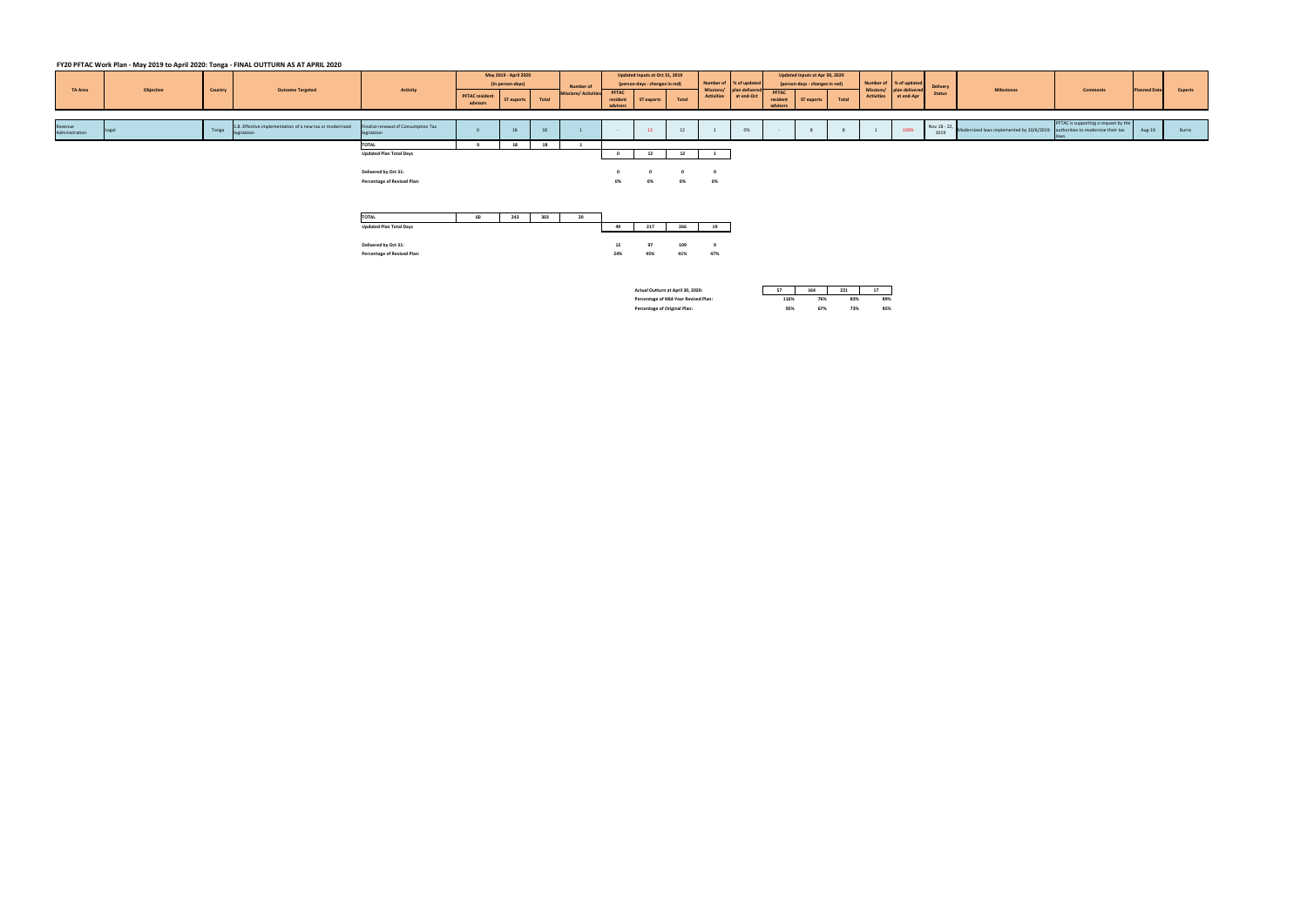## FY20 PFTAC Work Plan - May 2019 to April 2020: Tonga - FINAL OUTTURN AS AT APRIL 2020

| TA Area | Objective | Country | Outcome Targeted | Activity | May 2019 - April 2020 (in person-days) | | | Number of Missions/ Activities | Updated Inputs at Oct 31, 2019 (person-days - changes in red) | | | Number of Missions/ Activities | % of updated plan delivered at end-Oct | Updated Inputs at Apr 30, 2020 (person-days - changes in red) | | | Number of Missions/ Activities | % of updated plan delivered at end-Apr | Delivery Status | Milestones | Comments | Planned Date | Experts |
|---|---|---|---|---|---|---|---|---|---|---|---|---|---|---|---|---|---|---|---|---|---|---|---|
| | | | | | PFTAC resident advisors | ST experts | Total | | PFTAC resident advisors | ST experts | Total | | | PFTAC resident advisors | ST experts | Total | | | | | | | |
| Revenue Administration | Legal | Tonga | 1.8. Effective implementation of a new tax or modernized legislation | Finalize renewal of Consumption Tax legislation | 0 | 18 | 18 | 1 | - | 12 | 12 | 1 | 0% | - | 8 | 8 | 1 | 100% | Nov 18 - 22, 2019 | Modernized laws implemented by 30/6/2019. | PFTAC is supporting a request by the authorities to modernize their tax laws. | Aug-19 | Burns |
| | | | | TOTAL | 0 | 18 | 18 | 1 | | | | | | | | | | | | | | | |
| | | | | Updated Plan Total Days | | | | | 0 | 12 | 12 | 1 | | | | | | | | | | | |
| | | | | Delivered by Oct 31: | | | | | 0 | 0 | 0 | 0 | | | | | | | | | | | |
| | | | | Percentage of Revised Plan: | | | | | 0% | 0% | 0% | 0% | | | | | | | | | | | |
| | | | | TOTAL | 60 | 243 | 303 | 20 | | | | | | | | | | | | | | | |
| | | | | Updated Plan Total Days | | | | | 49 | 217 | 266 | 19 | | | | | | | | | | | |
| | | | | Delivered by Oct 31: | | | | | 12 | 97 | 109 | 9 | | | | | | | | | | | |
| | | | | Percentage of Revised Plan: | | | | | 24% | 45% | 41% | 47% | | | | | | | | | | | |
| | | | | | | | | | Actual Outturn at April 30, 2020: | | | | | 57 | 164 | 221 | 17 | | | | | | |
| | | | | | | | | | Percentage of Mid-Year Revised Plan: | | | | | 116% | 76% | 83% | 89% | | | | | | |
| | | | | | | | | | Percentage of Original Plan: | | | | | 95% | 67% | 73% | 85% | | | | | | |